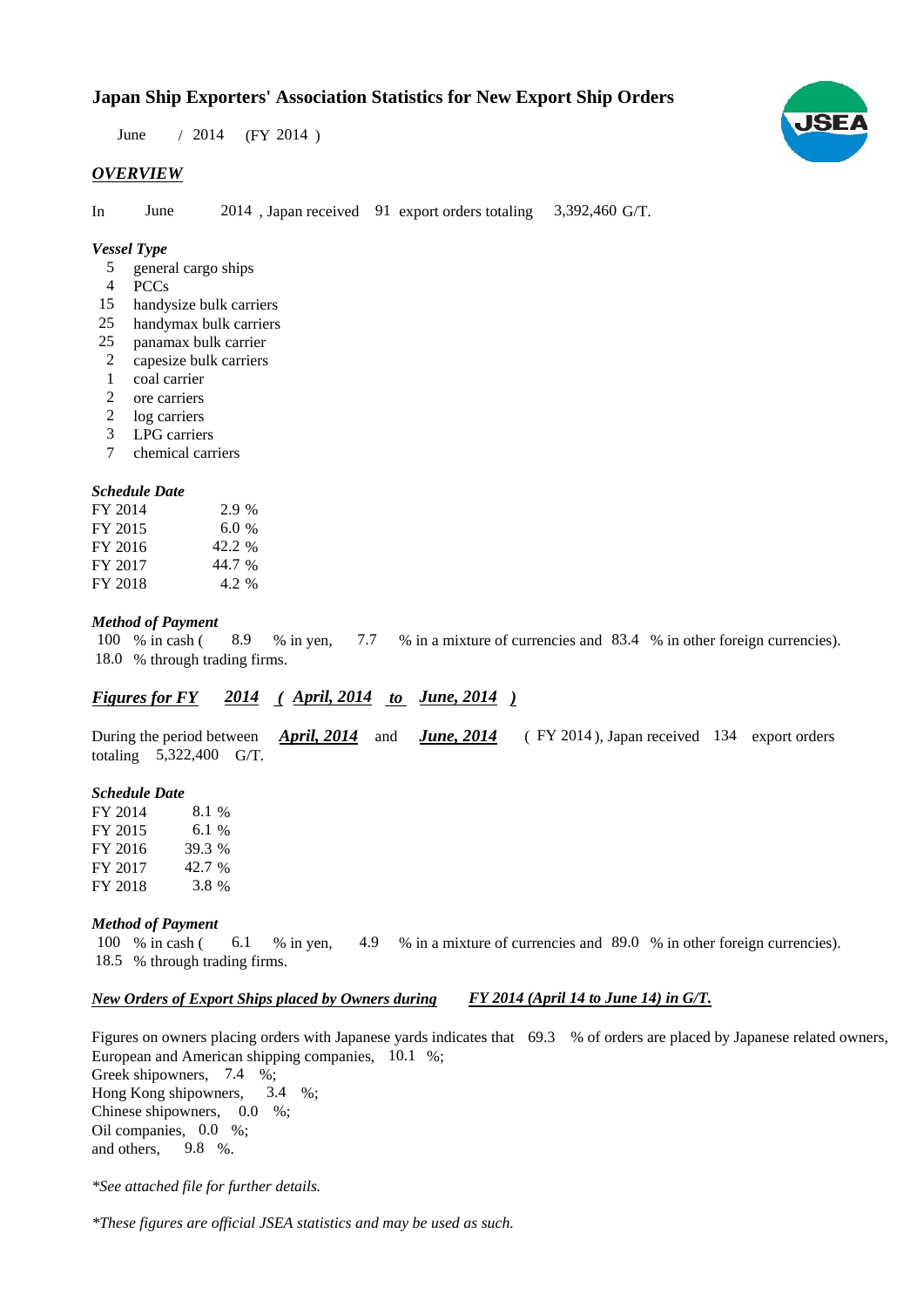# Japan Ship Exporters' Association Statistics for New Export Ship Orders

June / 2014 (FY 2014 )

## *OVERVIEW*

In June 2014 , Japan received 91 export orders totaling 3,392,460 G/T.

### *Vessel Type*

- 5 general cargo ships
- 4 PCCs
- 15 handysize bulk carriers
- 25 handymax bulk carriers
- 25 panamax bulk carrier
- 2 capesize bulk carriers
- 1 coal carrier
- 2 ore carriers
- 2 log carriers
- 3 LPG carriers
- 7 chemical carriers

### *Schedule Date*

| | |
|---|---|
| FY 2014 | 2.9 % |
| FY 2015 | 6.0 % |
| FY 2016 | 42.2 % |
| FY 2017 | 44.7 % |
| FY 2018 | 4.2 % |

### *Method of Payment*

100 % in cash ( 8.9 % in yen, 7.7 % in a mixture of currencies and 83.4 % in other foreign currencies).
18.0 % through trading firms.

## ***Figures for FY 2014 ( April, 2014 to June, 2014 )***

During the period between ***April, 2014*** and ***June, 2014*** ( FY 2014 ), Japan received 134 export orders totaling 5,322,400 G/T.

### *Schedule Date*

| | |
|---|---|
| FY 2014 | 8.1 % |
| FY 2015 | 6.1 % |
| FY 2016 | 39.3 % |
| FY 2017 | 42.7 % |
| FY 2018 | 3.8 % |

### *Method of Payment*

100 % in cash ( 6.1 % in yen, 4.9 % in a mixture of currencies and 89.0 % in other foreign currencies).
18.5 % through trading firms.

### ***New Orders of Export Ships placed by Owners during FY 2014 (April 14 to June 14) in G/T.***

Figures on owners placing orders with Japanese yards indicates that 69.3 % of orders are placed by Japanese related owners,
European and American shipping companies, 10.1 %;
Greek shipowners, 7.4 %;
Hong Kong shipowners, 3.4 %;
Chinese shipowners, 0.0 %;
Oil companies, 0.0 %;
and others, 9.8 %.

*\*See attached file for further details.*

*\*These figures are official JSEA statistics and may be used as such.*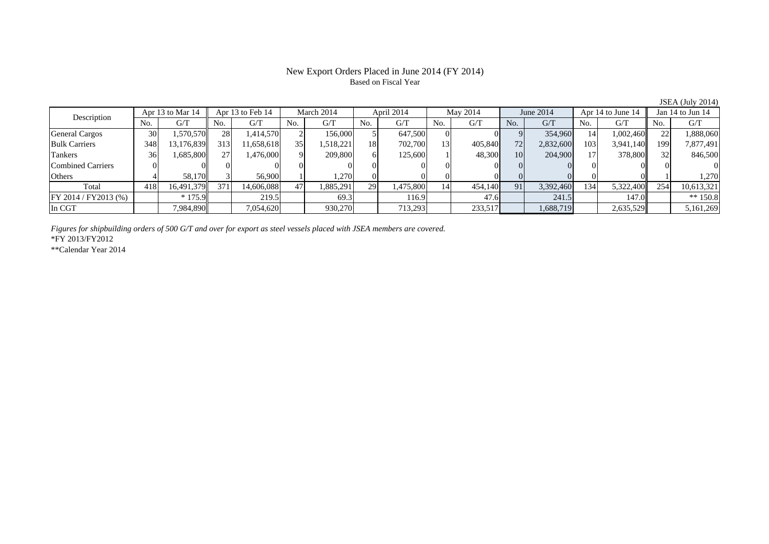# New Export Orders Placed in June 2014 (FY 2014)

Based on Fiscal Year

JSEA (July 2014)

| Description | Apr 13 to Mar 14 | | Apr 13 to Feb 14 | | March 2014 | | April 2014 | | May 2014 | | June 2014 | | Apr 14 to June 14 | | Jan 14 to Jun 14 | |
|---|---|---|---|---|---|---|---|---|---|---|---|---|---|---|---|---|
| | No. | G/T | No. | G/T | No. | G/T | No. | G/T | No. | G/T | No. | G/T | No. | G/T | No. | G/T |
| General Cargos | 30 | 1,570,570 | 28 | 1,414,570 | 2 | 156,000 | 5 | 647,500 | 0 | 0 | 9 | 354,960 | 14 | 1,002,460 | 22 | 1,888,060 |
| Bulk Carriers | 348 | 13,176,839 | 313 | 11,658,618 | 35 | 1,518,221 | 18 | 702,700 | 13 | 405,840 | 72 | 2,832,600 | 103 | 3,941,140 | 199 | 7,877,491 |
| Tankers | 36 | 1,685,800 | 27 | 1,476,000 | 9 | 209,800 | 6 | 125,600 | 1 | 48,300 | 10 | 204,900 | 17 | 378,800 | 32 | 846,500 |
| Combined Carriers | 0 | 0 | 0 | 0 | 0 | 0 | 0 | 0 | 0 | 0 | 0 | 0 | 0 | 0 | 0 | 0 |
| Others | 4 | 58,170 | 3 | 56,900 | 1 | 1,270 | 0 | 0 | 0 | 0 | 0 | 0 | 0 | 0 | 1 | 1,270 |
| Total | 418 | 16,491,379 | 371 | 14,606,088 | 47 | 1,885,291 | 29 | 1,475,800 | 14 | 454,140 | 91 | 3,392,460 | 134 | 5,322,400 | 254 | 10,613,321 |
| FY 2014 / FY2013 (%) | | * 175.9 | | 219.5 | | 69.3 | | 116.9 | | 47.6 | | 241.5 | | 147.0 | | ** 150.8 |
| In CGT | | 7,984,890 | | 7,054,620 | | 930,270 | | 713,293 | | 233,517 | | 1,688,719 | | 2,635,529 | | 5,161,269 |

*Figures for shipbuilding orders of 500 G/T and over for export as steel vessels placed with JSEA members are covered.*

*FY 2013/FY2012

**Calendar Year 2014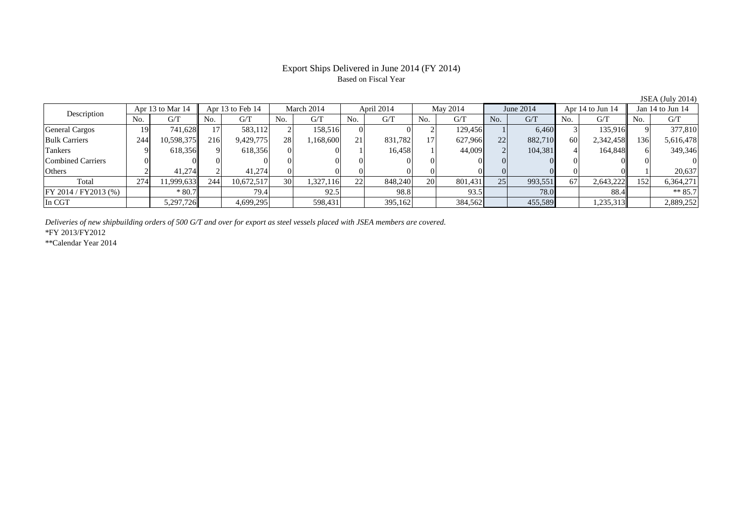# Export Ships Delivered in June 2014 (FY 2014)

Based on Fiscal Year

JSEA (July 2014)

| Description | Apr 13 to Mar 14 | | Apr 13 to Feb 14 | | March 2014 | | April 2014 | | May 2014 | | June 2014 | | Apr 14 to Jun 14 | | Jan 14 to Jun 14 | |
|---|---|---|---|---|---|---|---|---|---|---|---|---|---|---|---|---|
| | No. | G/T | No. | G/T | No. | G/T | No. | G/T | No. | G/T | No. | G/T | No. | G/T | No. | G/T |
| General Cargos | 19 | 741,628 | 17 | 583,112 | 2 | 158,516 | 0 | 0 | 2 | 129,456 | 1 | 6,460 | 3 | 135,916 | 9 | 377,810 |
| Bulk Carriers | 244 | 10,598,375 | 216 | 9,429,775 | 28 | 1,168,600 | 21 | 831,782 | 17 | 627,966 | 22 | 882,710 | 60 | 2,342,458 | 136 | 5,616,478 |
| Tankers | 9 | 618,356 | 9 | 618,356 | 0 | 0 | 1 | 16,458 | 1 | 44,009 | 2 | 104,381 | 4 | 164,848 | 6 | 349,346 |
| Combined Carriers | 0 | 0 | 0 | 0 | 0 | 0 | 0 | 0 | 0 | 0 | 0 | 0 | 0 | 0 | 0 | 0 |
| Others | 2 | 41,274 | 2 | 41,274 | 0 | 0 | 0 | 0 | 0 | 0 | 0 | 0 | 0 | 0 | 1 | 20,637 |
| Total | 274 | 11,999,633 | 244 | 10,672,517 | 30 | 1,327,116 | 22 | 848,240 | 20 | 801,431 | 25 | 993,551 | 67 | 2,643,222 | 152 | 6,364,271 |
| FY 2014 / FY2013 (%) | | * 80.7 | | 79.4 | | 92.5 | | 98.8 | | 93.5 | | 78.0 | | 88.4 | | ** 85.7 |
| In CGT | | 5,297,726 | | 4,699,295 | | 598,431 | | 395,162 | | 384,562 | | 455,589 | | 1,235,313 | | 2,889,252 |

*Deliveries of new shipbuilding orders of 500 G/T and over for export as steel vessels placed with JSEA members are covered.*

*FY 2013/FY2012

**Calendar Year 2014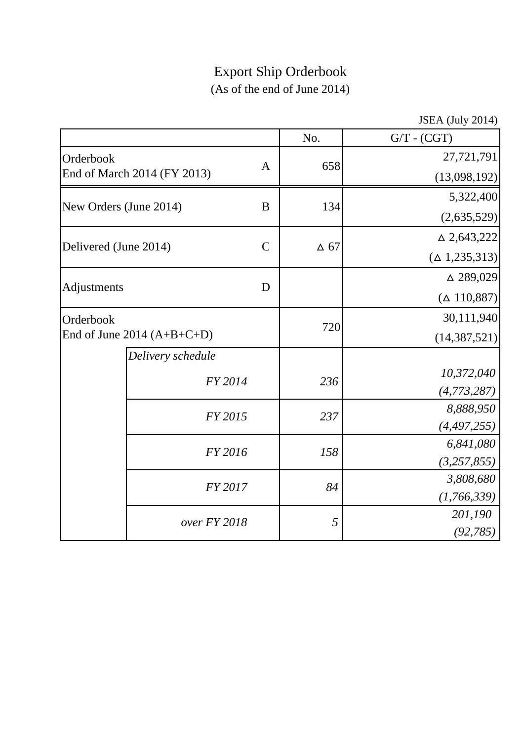# Export Ship Orderbook

(As of the end of June 2014)

JSEA (July 2014)

| | | | No. | G/T - (CGT) |
|---|---|---|---|---|
| Orderbook<br>End of March 2014 (FY 2013) | | A | 658 | 27,721,791<br>(13,098,192) |
| New Orders (June 2014) | | B | 134 | 5,322,400<br>(2,635,529) |
| Delivered (June 2014) | | C | △ 67 | △ 2,643,222<br>(△ 1,235,313) |
| Adjustments | | D | | △ 289,029<br>(△ 110,887) |
| Orderbook<br>End of June 2014 (A+B+C+D) | | | 720 | 30,111,940<br>(14,387,521) |
| | *Delivery schedule*<br>*FY 2014* | | *236* | *10,372,040*<br>*(4,773,287)* |
| | *FY 2015* | | *237* | *8,888,950*<br>*(4,497,255)* |
| | *FY 2016* | | *158* | *6,841,080*<br>*(3,257,855)* |
| | *FY 2017* | | *84* | *3,808,680*<br>*(1,766,339)* |
| | *over FY 2018* | | *5* | *201,190*<br>*(92,785)* |